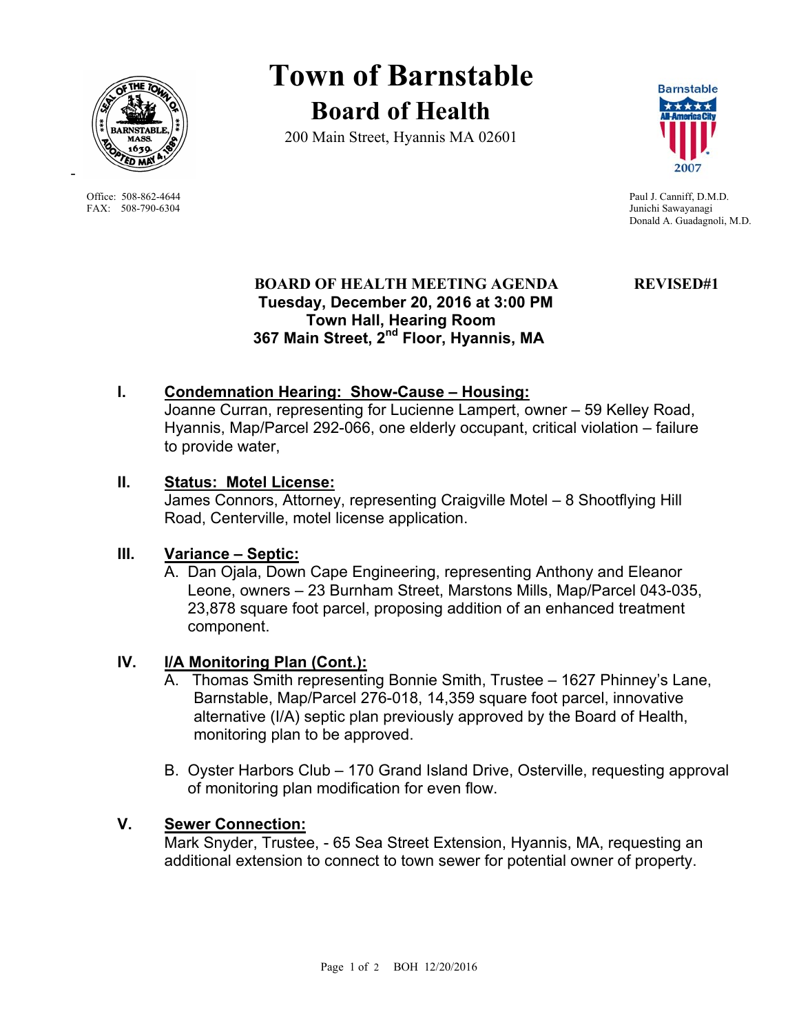# Town of Barnstable

## Board of Health

200 Main Street, Hyannis MA 02601

Office: 508-862-4644
FAX: 508-790-6304

Paul J. Canniff, D.M.D.
Junichi Sawayanagi
Donald A. Guadagnoli, M.D.

**BOARD OF HEALTH MEETING AGENDA** **REVISED#1**
**Tuesday, December 20, 2016 at 3:00 PM**
**Town Hall, Hearing Room**
**367 Main Street, 2nd Floor, Hyannis, MA**

**I. Condemnation Hearing: Show-Cause – Housing:**
Joanne Curran, representing for Lucienne Lampert, owner – 59 Kelley Road, Hyannis, Map/Parcel 292-066, one elderly occupant, critical violation – failure to provide water,

**II. Status: Motel License:**
James Connors, Attorney, representing Craigville Motel – 8 Shootflying Hill Road, Centerville, motel license application.

**III. Variance – Septic:**

A. Dan Ojala, Down Cape Engineering, representing Anthony and Eleanor Leone, owners – 23 Burnham Street, Marstons Mills, Map/Parcel 043-035, 23,878 square foot parcel, proposing addition of an enhanced treatment component.

**IV. I/A Monitoring Plan (Cont.):**

A. Thomas Smith representing Bonnie Smith, Trustee – 1627 Phinney's Lane, Barnstable, Map/Parcel 276-018, 14,359 square foot parcel, innovative alternative (I/A) septic plan previously approved by the Board of Health, monitoring plan to be approved.

B. Oyster Harbors Club – 170 Grand Island Drive, Osterville, requesting approval of monitoring plan modification for even flow.

**V. Sewer Connection:**
Mark Snyder, Trustee, - 65 Sea Street Extension, Hyannis, MA, requesting an additional extension to connect to town sewer for potential owner of property.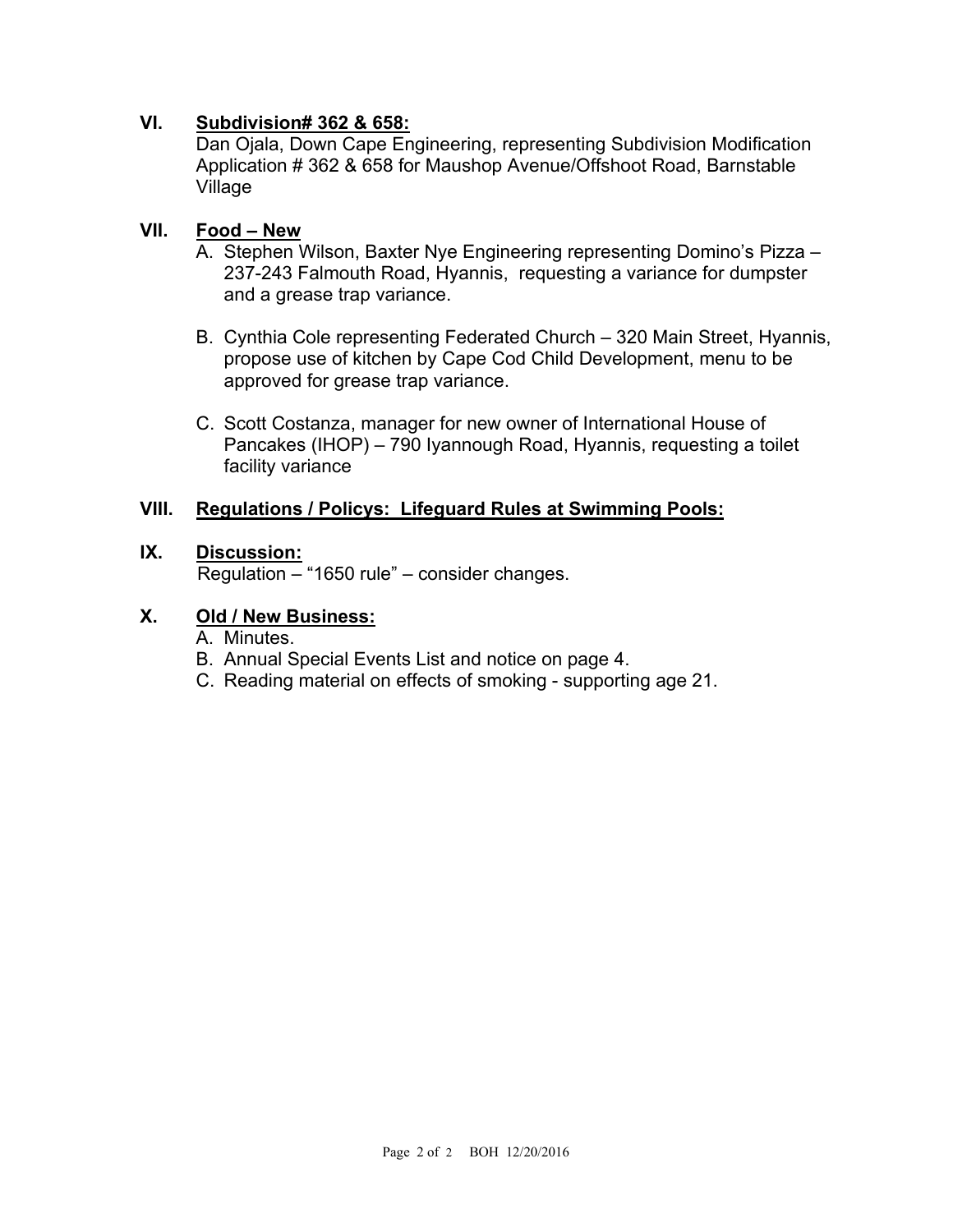## VI. Subdivision# 362 & 658:

Dan Ojala, Down Cape Engineering, representing Subdivision Modification Application # 362 & 658 for Maushop Avenue/Offshoot Road, Barnstable Village

## VII. Food – New

A. Stephen Wilson, Baxter Nye Engineering representing Domino's Pizza – 237-243 Falmouth Road, Hyannis, requesting a variance for dumpster and a grease trap variance.

B. Cynthia Cole representing Federated Church – 320 Main Street, Hyannis, propose use of kitchen by Cape Cod Child Development, menu to be approved for grease trap variance.

C. Scott Costanza, manager for new owner of International House of Pancakes (IHOP) – 790 Iyannough Road, Hyannis, requesting a toilet facility variance

## VIII. Regulations / Policys: Lifeguard Rules at Swimming Pools:

## IX. Discussion:

Regulation – "1650 rule" – consider changes.

## X. Old / New Business:

A. Minutes.
B. Annual Special Events List and notice on page 4.
C. Reading material on effects of smoking - supporting age 21.